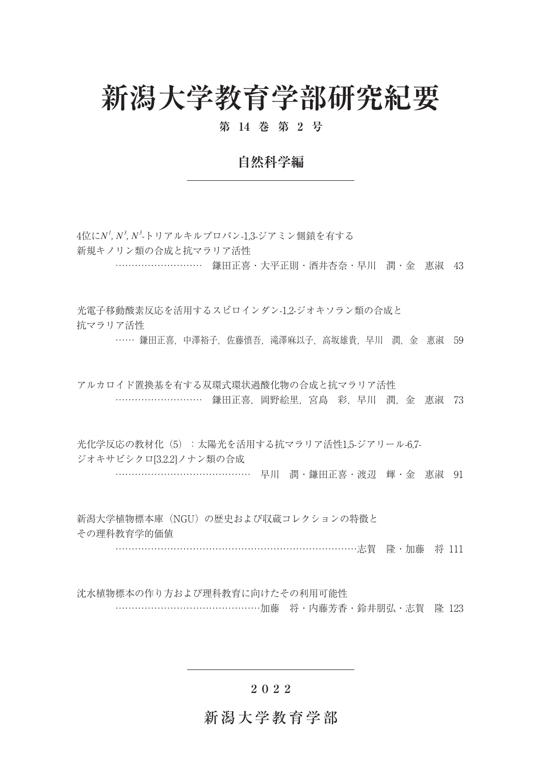# 新潟大学教育学部研究紀要

**第 14 巻 第 2 号**

## 自然科学編

---

4位に$N^1$, $N^3$, $N^3$-トリアルキルプロパン-1,3-ジアミン側鎖を有する新規キノリン類の合成と抗マラリア活性
……………………… 鎌田正喜・大平正則・酒井杏奈・早川　潤・金　恵淑　43

光電子移動酸素反応を活用するスピロインダン-1,2-ジオキソラン類の合成と抗マラリア活性
…… 鎌田正喜，中澤裕子，佐藤慎吾，滝澤麻以子，高坂雄貴，早川　潤，金　恵淑　59

アルカロイド置換基を有する双環式環状過酸化物の合成と抗マラリア活性
……………………… 鎌田正喜，岡野絵里，宮島　彩，早川　潤，金　恵淑　73

光化学反応の教材化（5）：太陽光を活用する抗マラリア活性1,5-ジアリール-6,7-ジオキサビシクロ[3.2.2]ノナン類の合成
…………………………………… 早川　潤・鎌田正喜・渡辺　輝・金　恵淑　91

新潟大学植物標本庫（NGU）の歴史および収蔵コレクションの特徴とその理科教育学的価値
………………………………………………………………志賀　隆・加藤　将　111

沈水植物標本の作り方および理科教育に向けたその利用可能性
……………………………………加藤　将・内藤芳香・鈴井朋弘・志賀　隆　123

---

**2 0 2 2**

**新 潟 大 学 教 育 学 部**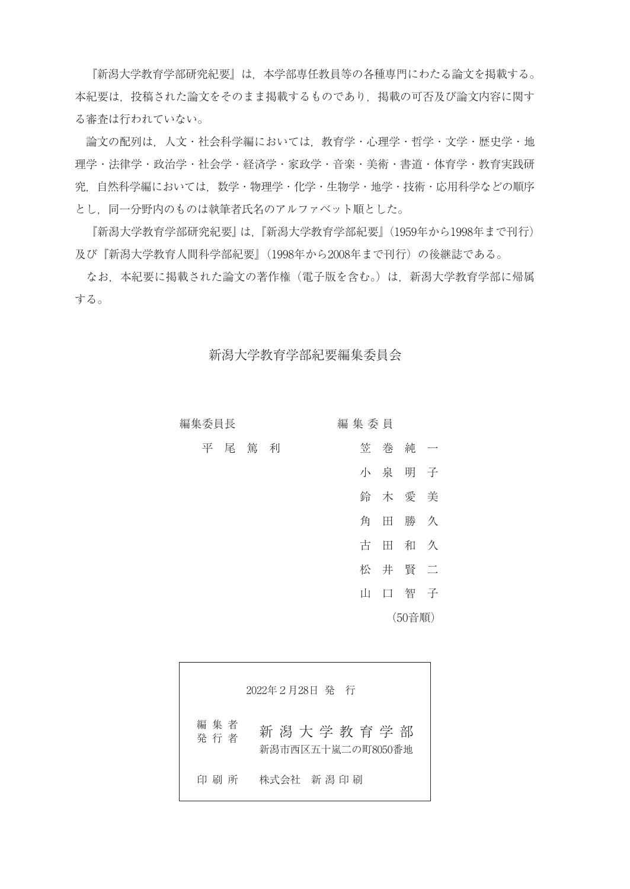『新潟大学教育学部研究紀要』は，本学部専任教員等の各種専門にわたる論文を掲載する。本紀要は，投稿された論文をそのまま掲載するものであり，掲載の可否及び論文内容に関する審査は行われていない。

論文の配列は，人文・社会科学編においては，教育学・心理学・哲学・文学・歴史学・地理学・法律学・政治学・社会学・経済学・家政学・音楽・美術・書道・体育学・教育実践研究，自然科学編においては，数学・物理学・化学・生物学・地学・技術・応用科学などの順序とし，同一分野内のものは執筆者氏名のアルファベット順とした。

『新潟大学教育学部研究紀要』は，『新潟大学教育学部紀要』（1959年から1998年まで刊行）及び『新潟大学教育人間科学部紀要』（1998年から2008年まで刊行）の後継誌である。

なお，本紀要に掲載された論文の著作権（電子版を含む。）は，新潟大学教育学部に帰属する。

## 新潟大学教育学部紀要編集委員会

| 編集委員長 | 編 集 委 員 |
|---|---|
| 平 尾 篤 利 | 笠 巻 純 一 |
| | 小 泉 明 子 |
| | 鈴 木 愛 美 |
| | 角 田 勝 久 |
| | 古 田 和 久 |
| | 松 井 賢 二 |
| | 山 口 智 子 |
| | （50音順） |

2022年２月28日 発 行

| | |
|---|---|
| 編 集 者<br>発 行 者 | 新 潟 大 学 教 育 学 部<br>新潟市西区五十嵐二の町8050番地 |
| 印 刷 所 | 株式会社 新 潟 印 刷 |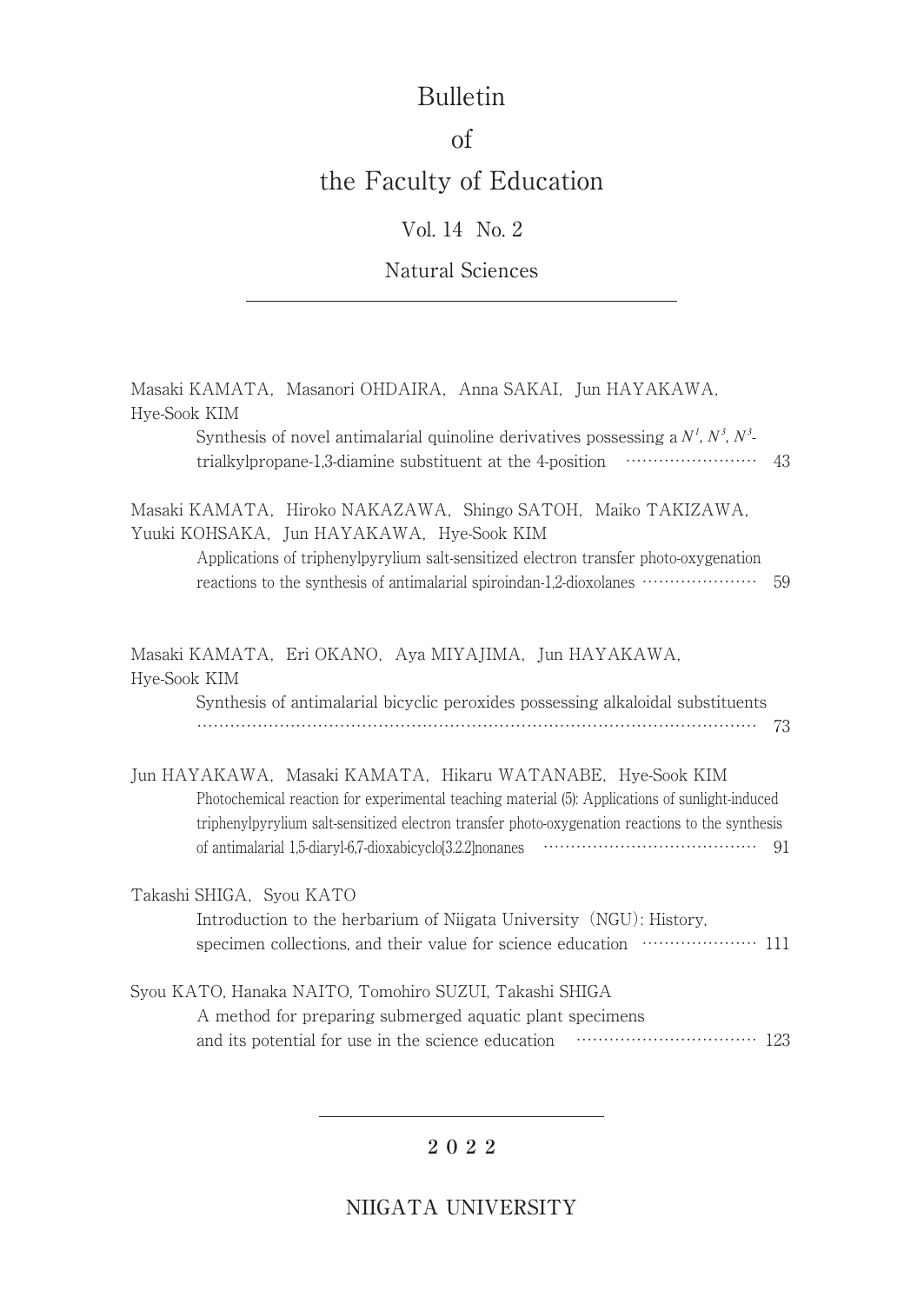# Bulletin

# of

# the Faculty of Education

## Vol. 14 No. 2

## Natural Sciences

---

Masaki KAMATA, Masanori OHDAIRA, Anna SAKAI, Jun HAYAKAWA, Hye-Sook KIM

Synthesis of novel antimalarial quinoline derivatives possessing a $N^1, N^3, N^3$-trialkylpropane-1,3-diamine substituent at the 4-position ······················ 43

Masaki KAMATA, Hiroko NAKAZAWA, Shingo SATOH, Maiko TAKIZAWA, Yuuki KOHSAKA, Jun HAYAKAWA, Hye-Sook KIM

Applications of triphenylpyrylium salt-sensitized electron transfer photo-oxygenation reactions to the synthesis of antimalarial spiroindan-1,2-dioxolanes ···················· 59

Masaki KAMATA, Eri OKANO, Aya MIYAJIMA, Jun HAYAKAWA, Hye-Sook KIM

Synthesis of antimalarial bicyclic peroxides possessing alkaloidal substituents ······························································································ 73

Jun HAYAKAWA, Masaki KAMATA, Hikaru WATANABE, Hye-Sook KIM

Photochemical reaction for experimental teaching material (5): Applications of sunlight-induced triphenylpyrylium salt-sensitized electron transfer photo-oxygenation reactions to the synthesis of antimalarial 1,5-diaryl-6,7-dioxabicyclo[3.2.2]nonanes ···································· 91

Takashi SHIGA, Syou KATO

Introduction to the herbarium of Niigata University (NGU): History, specimen collections, and their value for science education ···················· 111

Syou KATO, Hanaka NAITO, Tomohiro SUZUI, Takashi SHIGA

A method for preparing submerged aquatic plant specimens and its potential for use in the science education ································ 123

---

**2 0 2 2**

NIIGATA UNIVERSITY